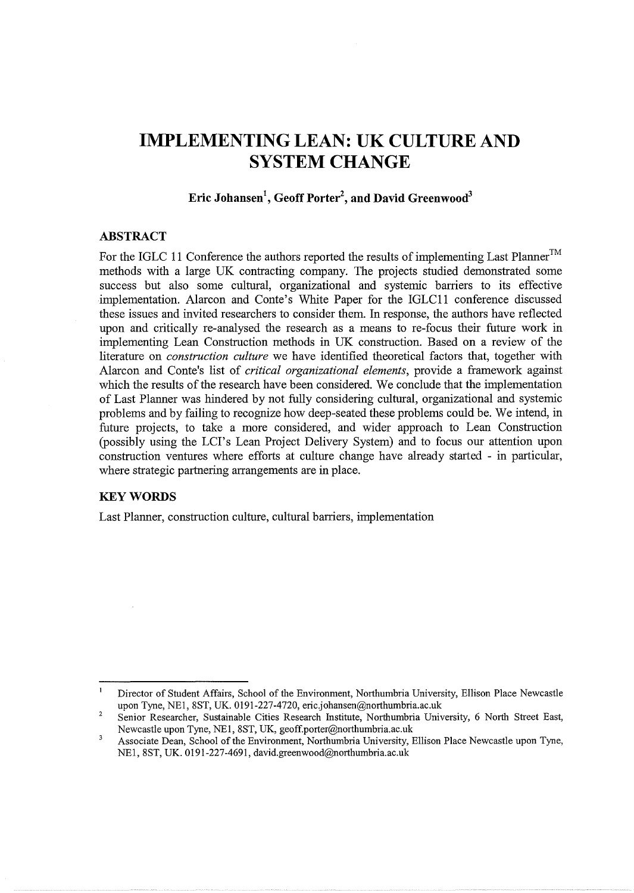# IMPLEMENTING LEAN: UK CULTURE AND SYSTEM CHANGE

**Eric Johansen[1], Geoff Porter[2], and David Greenwood[3]**

## ABSTRACT

For the IGLC 11 Conference the authors reported the results of implementing Last Planner™ methods with a large UK contracting company. The projects studied demonstrated some success but also some cultural, organizational and systemic barriers to its effective implementation. Alarcon and Conte's White Paper for the IGLC11 conference discussed these issues and invited researchers to consider them. In response, the authors have reflected upon and critically re-analysed the research as a means to re-focus their future work in implementing Lean Construction methods in UK construction. Based on a review of the literature on *construction culture* we have identified theoretical factors that, together with Alarcon and Conte's list of *critical organizational elements*, provide a framework against which the results of the research have been considered. We conclude that the implementation of Last Planner was hindered by not fully considering cultural, organizational and systemic problems and by failing to recognize how deep-seated these problems could be. We intend, in future projects, to take a more considered, and wider approach to Lean Construction (possibly using the LCI's Lean Project Delivery System) and to focus our attention upon construction ventures where efforts at culture change have already started - in particular, where strategic partnering arrangements are in place.

## KEY WORDS

Last Planner, construction culture, cultural barriers, implementation

---

[1] Director of Student Affairs, School of the Environment, Northumbria University, Ellison Place Newcastle upon Tyne, NE1, 8ST, UK. 0191-227-4720, eric.johansen@northumbria.ac.uk

[2] Senior Researcher, Sustainable Cities Research Institute, Northumbria University, 6 North Street East, Newcastle upon Tyne, NE1, 8ST, UK, geoff.porter@northumbria.ac.uk

[3] Associate Dean, School of the Environment, Northumbria University, Ellison Place Newcastle upon Tyne, NE1, 8ST, UK. 0191-227-4691, david.greenwood@northumbria.ac.uk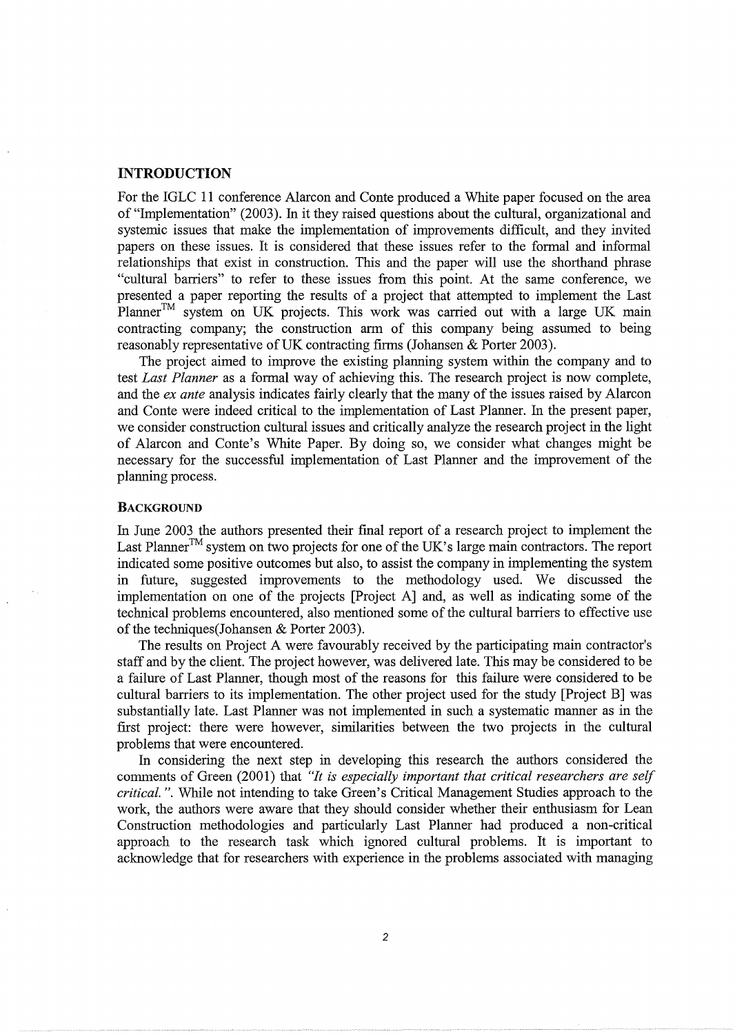# INTRODUCTION

For the IGLC 11 conference Alarcon and Conte produced a White paper focused on the area of "Implementation" (2003). In it they raised questions about the cultural, organizational and systemic issues that make the implementation of improvements difficult, and they invited papers on these issues. It is considered that these issues refer to the formal and informal relationships that exist in construction. This and the paper will use the shorthand phrase "cultural barriers" to refer to these issues from this point. At the same conference, we presented a paper reporting the results of a project that attempted to implement the Last Planner™ system on UK projects. This work was carried out with a large UK main contracting company; the construction arm of this company being assumed to being reasonably representative of UK contracting firms (Johansen & Porter 2003).

The project aimed to improve the existing planning system within the company and to test *Last Planner* as a formal way of achieving this. The research project is now complete, and the *ex ante* analysis indicates fairly clearly that the many of the issues raised by Alarcon and Conte were indeed critical to the implementation of Last Planner. In the present paper, we consider construction cultural issues and critically analyze the research project in the light of Alarcon and Conte's White Paper. By doing so, we consider what changes might be necessary for the successful implementation of Last Planner and the improvement of the planning process.

## BACKGROUND

In June 2003 the authors presented their final report of a research project to implement the Last Planner™ system on two projects for one of the UK's large main contractors. The report indicated some positive outcomes but also, to assist the company in implementing the system in future, suggested improvements to the methodology used. We discussed the implementation on one of the projects [Project A] and, as well as indicating some of the technical problems encountered, also mentioned some of the cultural barriers to effective use of the techniques(Johansen & Porter 2003).

The results on Project A were favourably received by the participating main contractor's staff and by the client. The project however, was delivered late. This may be considered to be a failure of Last Planner, though most of the reasons for this failure were considered to be cultural barriers to its implementation. The other project used for the study [Project B] was substantially late. Last Planner was not implemented in such a systematic manner as in the first project: there were however, similarities between the two projects in the cultural problems that were encountered.

In considering the next step in developing this research the authors considered the comments of Green (2001) that *"It is especially important that critical researchers are self critical."*. While not intending to take Green's Critical Management Studies approach to the work, the authors were aware that they should consider whether their enthusiasm for Lean Construction methodologies and particularly Last Planner had produced a non-critical approach to the research task which ignored cultural problems. It is important to acknowledge that for researchers with experience in the problems associated with managing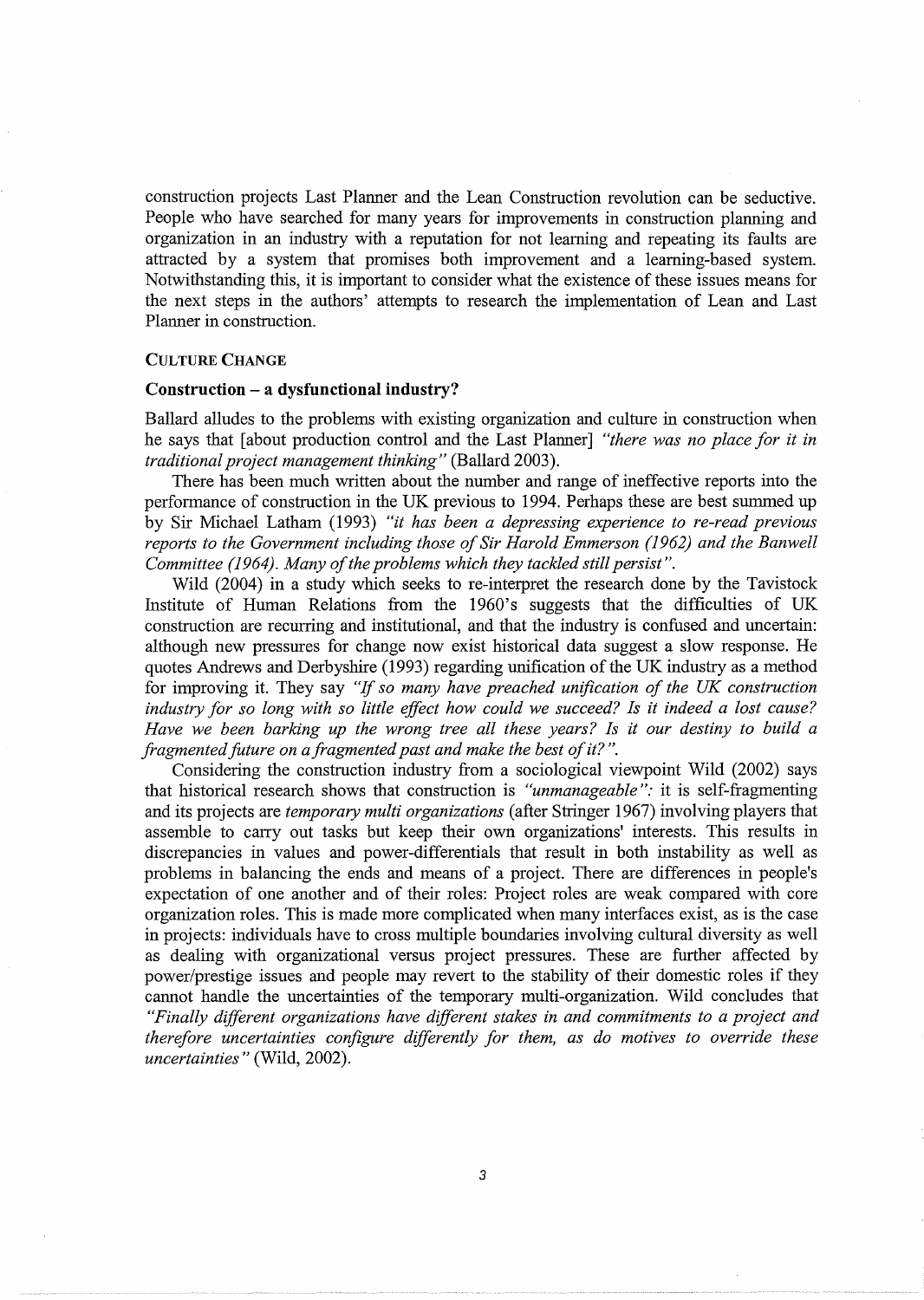construction projects Last Planner and the Lean Construction revolution can be seductive. People who have searched for many years for improvements in construction planning and organization in an industry with a reputation for not learning and repeating its faults are attracted by a system that promises both improvement and a learning-based system. Notwithstanding this, it is important to consider what the existence of these issues means for the next steps in the authors' attempts to research the implementation of Lean and Last Planner in construction.

## CULTURE CHANGE

### Construction – a dysfunctional industry?

Ballard alludes to the problems with existing organization and culture in construction when he says that [about production control and the Last Planner] *"there was no place for it in traditional project management thinking"* (Ballard 2003).

There has been much written about the number and range of ineffective reports into the performance of construction in the UK previous to 1994. Perhaps these are best summed up by Sir Michael Latham (1993) *"it has been a depressing experience to re-read previous reports to the Government including those of Sir Harold Emmerson (1962) and the Banwell Committee (1964). Many of the problems which they tackled still persist"*.

Wild (2004) in a study which seeks to re-interpret the research done by the Tavistock Institute of Human Relations from the 1960's suggests that the difficulties of UK construction are recurring and institutional, and that the industry is confused and uncertain: although new pressures for change now exist historical data suggest a slow response. He quotes Andrews and Derbyshire (1993) regarding unification of the UK industry as a method for improving it. They say *"If so many have preached unification of the UK construction industry for so long with so little effect how could we succeed? Is it indeed a lost cause? Have we been barking up the wrong tree all these years? Is it our destiny to build a fragmented future on a fragmented past and make the best of it?"*.

Considering the construction industry from a sociological viewpoint Wild (2002) says that historical research shows that construction is *"unmanageable"*: it is self-fragmenting and its projects are *temporary multi organizations* (after Stringer 1967) involving players that assemble to carry out tasks but keep their own organizations' interests. This results in discrepancies in values and power-differentials that result in both instability as well as problems in balancing the ends and means of a project. There are differences in people's expectation of one another and of their roles: Project roles are weak compared with core organization roles. This is made more complicated when many interfaces exist, as is the case in projects: individuals have to cross multiple boundaries involving cultural diversity as well as dealing with organizational versus project pressures. These are further affected by power/prestige issues and people may revert to the stability of their domestic roles if they cannot handle the uncertainties of the temporary multi-organization. Wild concludes that *"Finally different organizations have different stakes in and commitments to a project and therefore uncertainties configure differently for them, as do motives to override these uncertainties"* (Wild, 2002).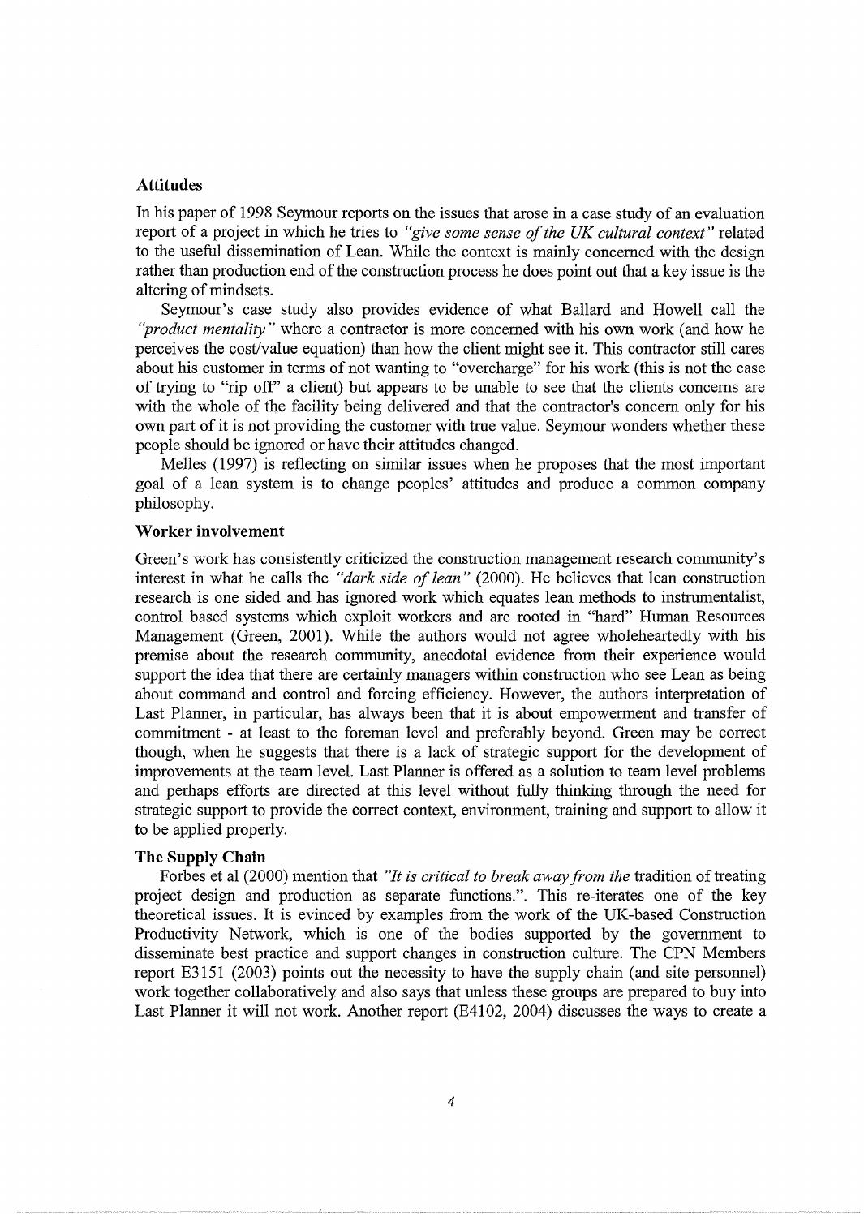### Attitudes

In his paper of 1998 Seymour reports on the issues that arose in a case study of an evaluation report of a project in which he tries to *"give some sense of the UK cultural context"* related to the useful dissemination of Lean. While the context is mainly concerned with the design rather than production end of the construction process he does point out that a key issue is the altering of mindsets.

Seymour's case study also provides evidence of what Ballard and Howell call the *"product mentality"* where a contractor is more concerned with his own work (and how he perceives the cost/value equation) than how the client might see it. This contractor still cares about his customer in terms of not wanting to "overcharge" for his work (this is not the case of trying to "rip off" a client) but appears to be unable to see that the clients concerns are with the whole of the facility being delivered and that the contractor's concern only for his own part of it is not providing the customer with true value. Seymour wonders whether these people should be ignored or have their attitudes changed.

Melles (1997) is reflecting on similar issues when he proposes that the most important goal of a lean system is to change peoples' attitudes and produce a common company philosophy.

### Worker involvement

Green's work has consistently criticized the construction management research community's interest in what he calls the *"dark side of lean"* (2000). He believes that lean construction research is one sided and has ignored work which equates lean methods to instrumentalist, control based systems which exploit workers and are rooted in "hard" Human Resources Management (Green, 2001). While the authors would not agree wholeheartedly with his premise about the research community, anecdotal evidence from their experience would support the idea that there are certainly managers within construction who see Lean as being about command and control and forcing efficiency. However, the authors interpretation of Last Planner, in particular, has always been that it is about empowerment and transfer of commitment - at least to the foreman level and preferably beyond. Green may be correct though, when he suggests that there is a lack of strategic support for the development of improvements at the team level. Last Planner is offered as a solution to team level problems and perhaps efforts are directed at this level without fully thinking through the need for strategic support to provide the correct context, environment, training and support to allow it to be applied properly.

### The Supply Chain

Forbes et al (2000) mention that *"It is critical to break away from the* tradition of treating project design and production as separate functions.". This re-iterates one of the key theoretical issues. It is evinced by examples from the work of the UK-based Construction Productivity Network, which is one of the bodies supported by the government to disseminate best practice and support changes in construction culture. The CPN Members report E3151 (2003) points out the necessity to have the supply chain (and site personnel) work together collaboratively and also says that unless these groups are prepared to buy into Last Planner it will not work. Another report (E4102, 2004) discusses the ways to create a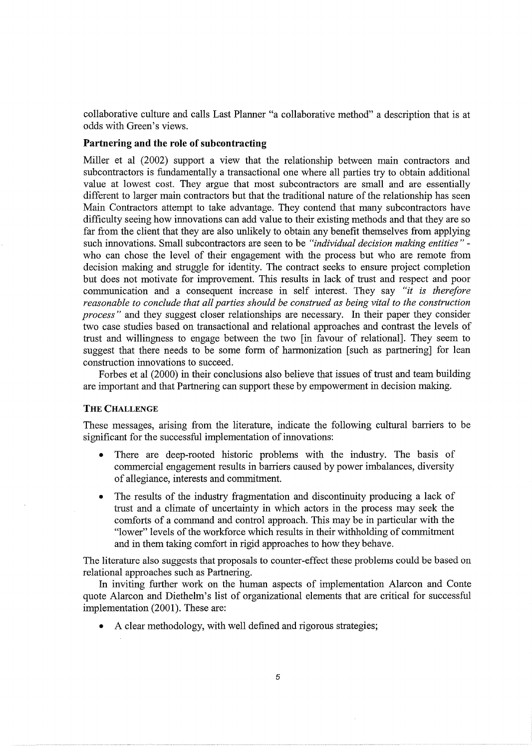collaborative culture and calls Last Planner "a collaborative method" a description that is at odds with Green's views.

### Partnering and the role of subcontracting

Miller et al (2002) support a view that the relationship between main contractors and subcontractors is fundamentally a transactional one where all parties try to obtain additional value at lowest cost. They argue that most subcontractors are small and are essentially different to larger main contractors but that the traditional nature of the relationship has seen Main Contractors attempt to take advantage. They contend that many subcontractors have difficulty seeing how innovations can add value to their existing methods and that they are so far from the client that they are also unlikely to obtain any benefit themselves from applying such innovations. Small subcontractors are seen to be *"individual decision making entities"* - who can chose the level of their engagement with the process but who are remote from decision making and struggle for identity. The contract seeks to ensure project completion but does not motivate for improvement. This results in lack of trust and respect and poor communication and a consequent increase in self interest. They say *"it is therefore reasonable to conclude that all parties should be construed as being vital to the construction process"* and they suggest closer relationships are necessary. In their paper they consider two case studies based on transactional and relational approaches and contrast the levels of trust and willingness to engage between the two [in favour of relational]. They seem to suggest that there needs to be some form of harmonization [such as partnering] for lean construction innovations to succeed.

Forbes et al (2000) in their conclusions also believe that issues of trust and team building are important and that Partnering can support these by empowerment in decision making.

## THE CHALLENGE

These messages, arising from the literature, indicate the following cultural barriers to be significant for the successful implementation of innovations:

- There are deep-rooted historic problems with the industry. The basis of commercial engagement results in barriers caused by power imbalances, diversity of allegiance, interests and commitment.
- The results of the industry fragmentation and discontinuity producing a lack of trust and a climate of uncertainty in which actors in the process may seek the comforts of a command and control approach. This may be in particular with the "lower" levels of the workforce which results in their withholding of commitment and in them taking comfort in rigid approaches to how they behave.

The literature also suggests that proposals to counter-effect these problems could be based on relational approaches such as Partnering.

In inviting further work on the human aspects of implementation Alarcon and Conte quote Alarcon and Diethelm's list of organizational elements that are critical for successful implementation (2001). These are:

- A clear methodology, with well defined and rigorous strategies;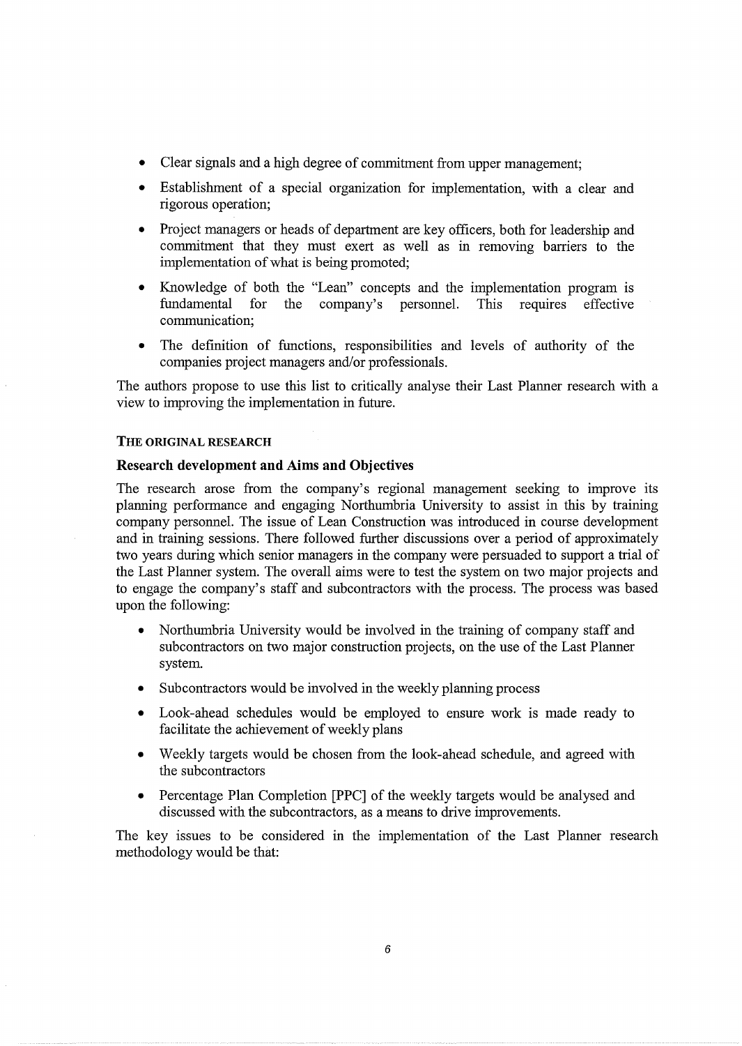- Clear signals and a high degree of commitment from upper management;
- Establishment of a special organization for implementation, with a clear and rigorous operation;
- Project managers or heads of department are key officers, both for leadership and commitment that they must exert as well as in removing barriers to the implementation of what is being promoted;
- Knowledge of both the "Lean" concepts and the implementation program is fundamental for the company's personnel. This requires effective communication;
- The definition of functions, responsibilities and levels of authority of the companies project managers and/or professionals.

The authors propose to use this list to critically analyse their Last Planner research with a view to improving the implementation in future.

## THE ORIGINAL RESEARCH

### Research development and Aims and Objectives

The research arose from the company's regional management seeking to improve its planning performance and engaging Northumbria University to assist in this by training company personnel. The issue of Lean Construction was introduced in course development and in training sessions. There followed further discussions over a period of approximately two years during which senior managers in the company were persuaded to support a trial of the Last Planner system. The overall aims were to test the system on two major projects and to engage the company's staff and subcontractors with the process. The process was based upon the following:

- Northumbria University would be involved in the training of company staff and subcontractors on two major construction projects, on the use of the Last Planner system.
- Subcontractors would be involved in the weekly planning process
- Look-ahead schedules would be employed to ensure work is made ready to facilitate the achievement of weekly plans
- Weekly targets would be chosen from the look-ahead schedule, and agreed with the subcontractors
- Percentage Plan Completion [PPC] of the weekly targets would be analysed and discussed with the subcontractors, as a means to drive improvements.

The key issues to be considered in the implementation of the Last Planner research methodology would be that: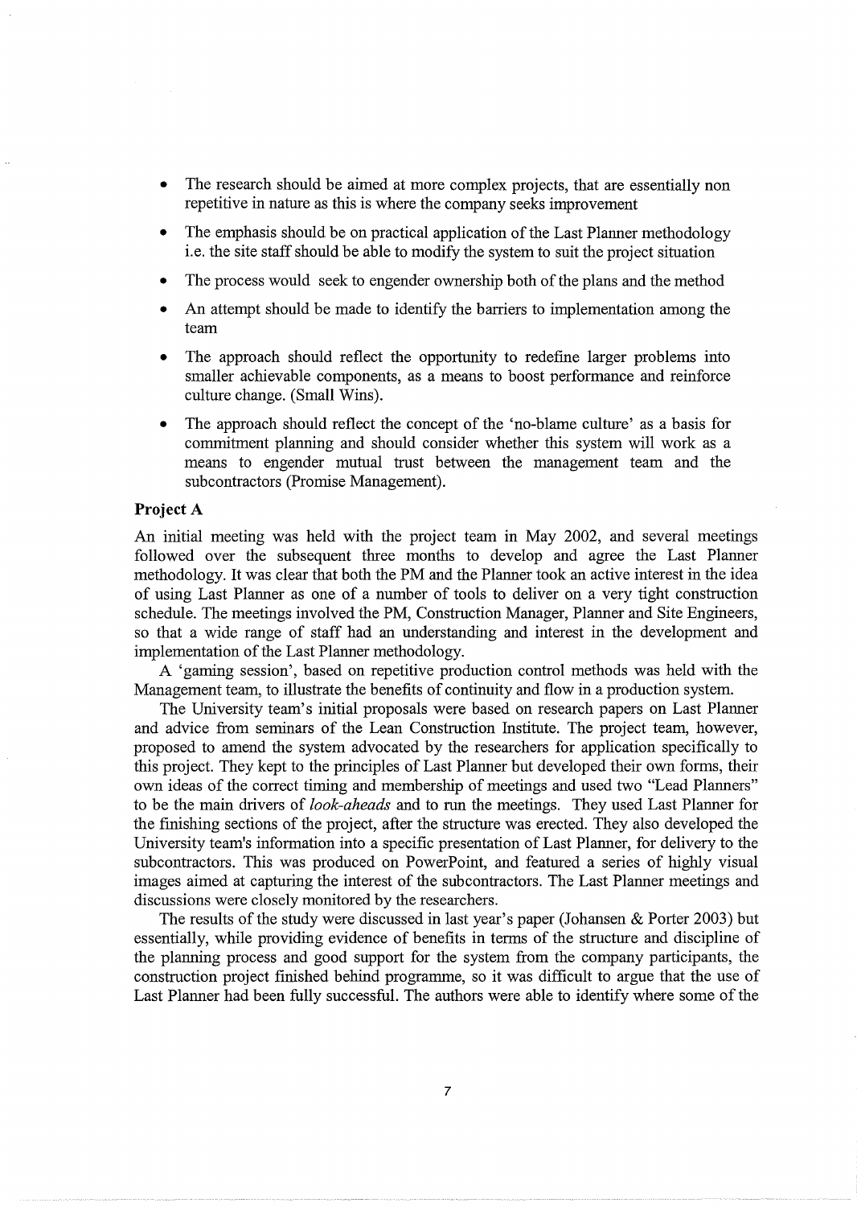- The research should be aimed at more complex projects, that are essentially non repetitive in nature as this is where the company seeks improvement
- The emphasis should be on practical application of the Last Planner methodology i.e. the site staff should be able to modify the system to suit the project situation
- The process would seek to engender ownership both of the plans and the method
- An attempt should be made to identify the barriers to implementation among the team
- The approach should reflect the opportunity to redefine larger problems into smaller achievable components, as a means to boost performance and reinforce culture change. (Small Wins).
- The approach should reflect the concept of the 'no-blame culture' as a basis for commitment planning and should consider whether this system will work as a means to engender mutual trust between the management team and the subcontractors (Promise Management).

**Project A**

An initial meeting was held with the project team in May 2002, and several meetings followed over the subsequent three months to develop and agree the Last Planner methodology. It was clear that both the PM and the Planner took an active interest in the idea of using Last Planner as one of a number of tools to deliver on a very tight construction schedule. The meetings involved the PM, Construction Manager, Planner and Site Engineers, so that a wide range of staff had an understanding and interest in the development and implementation of the Last Planner methodology.

A 'gaming session', based on repetitive production control methods was held with the Management team, to illustrate the benefits of continuity and flow in a production system.

The University team's initial proposals were based on research papers on Last Planner and advice from seminars of the Lean Construction Institute. The project team, however, proposed to amend the system advocated by the researchers for application specifically to this project. They kept to the principles of Last Planner but developed their own forms, their own ideas of the correct timing and membership of meetings and used two "Lead Planners" to be the main drivers of *look-aheads* and to run the meetings. They used Last Planner for the finishing sections of the project, after the structure was erected. They also developed the University team's information into a specific presentation of Last Planner, for delivery to the subcontractors. This was produced on PowerPoint, and featured a series of highly visual images aimed at capturing the interest of the subcontractors. The Last Planner meetings and discussions were closely monitored by the researchers.

The results of the study were discussed in last year's paper (Johansen & Porter 2003) but essentially, while providing evidence of benefits in terms of the structure and discipline of the planning process and good support for the system from the company participants, the construction project finished behind programme, so it was difficult to argue that the use of Last Planner had been fully successful. The authors were able to identify where some of the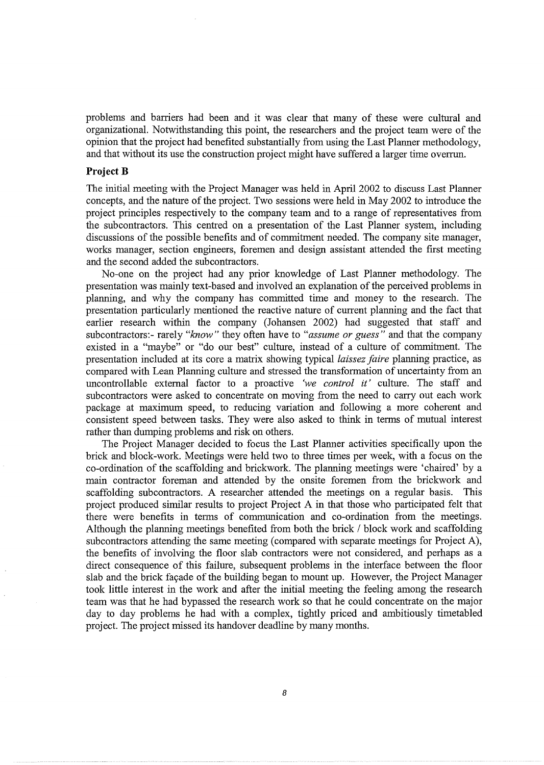problems and barriers had been and it was clear that many of these were cultural and organizational. Notwithstanding this point, the researchers and the project team were of the opinion that the project had benefited substantially from using the Last Planner methodology, and that without its use the construction project might have suffered a larger time overrun.

### Project B

The initial meeting with the Project Manager was held in April 2002 to discuss Last Planner concepts, and the nature of the project. Two sessions were held in May 2002 to introduce the project principles respectively to the company team and to a range of representatives from the subcontractors. This centred on a presentation of the Last Planner system, including discussions of the possible benefits and of commitment needed. The company site manager, works manager, section engineers, foremen and design assistant attended the first meeting and the second added the subcontractors.

No-one on the project had any prior knowledge of Last Planner methodology. The presentation was mainly text-based and involved an explanation of the perceived problems in planning, and why the company has committed time and money to the research. The presentation particularly mentioned the reactive nature of current planning and the fact that earlier research within the company (Johansen 2002) had suggested that staff and subcontractors:- rarely *"know"* they often have to *"assume or guess"* and that the company existed in a "maybe" or "do our best" culture, instead of a culture of commitment. The presentation included at its core a matrix showing typical *laissez faire* planning practice, as compared with Lean Planning culture and stressed the transformation of uncertainty from an uncontrollable external factor to a proactive *'we control it'* culture. The staff and subcontractors were asked to concentrate on moving from the need to carry out each work package at maximum speed, to reducing variation and following a more coherent and consistent speed between tasks. They were also asked to think in terms of mutual interest rather than dumping problems and risk on others.

The Project Manager decided to focus the Last Planner activities specifically upon the brick and block-work. Meetings were held two to three times per week, with a focus on the co-ordination of the scaffolding and brickwork. The planning meetings were 'chaired' by a main contractor foreman and attended by the onsite foremen from the brickwork and scaffolding subcontractors. A researcher attended the meetings on a regular basis. This project produced similar results to project Project A in that those who participated felt that there were benefits in terms of communication and co-ordination from the meetings. Although the planning meetings benefited from both the brick / block work and scaffolding subcontractors attending the same meeting (compared with separate meetings for Project A), the benefits of involving the floor slab contractors were not considered, and perhaps as a direct consequence of this failure, subsequent problems in the interface between the floor slab and the brick façade of the building began to mount up. However, the Project Manager took little interest in the work and after the initial meeting the feeling among the research team was that he had bypassed the research work so that he could concentrate on the major day to day problems he had with a complex, tightly priced and ambitiously timetabled project. The project missed its handover deadline by many months.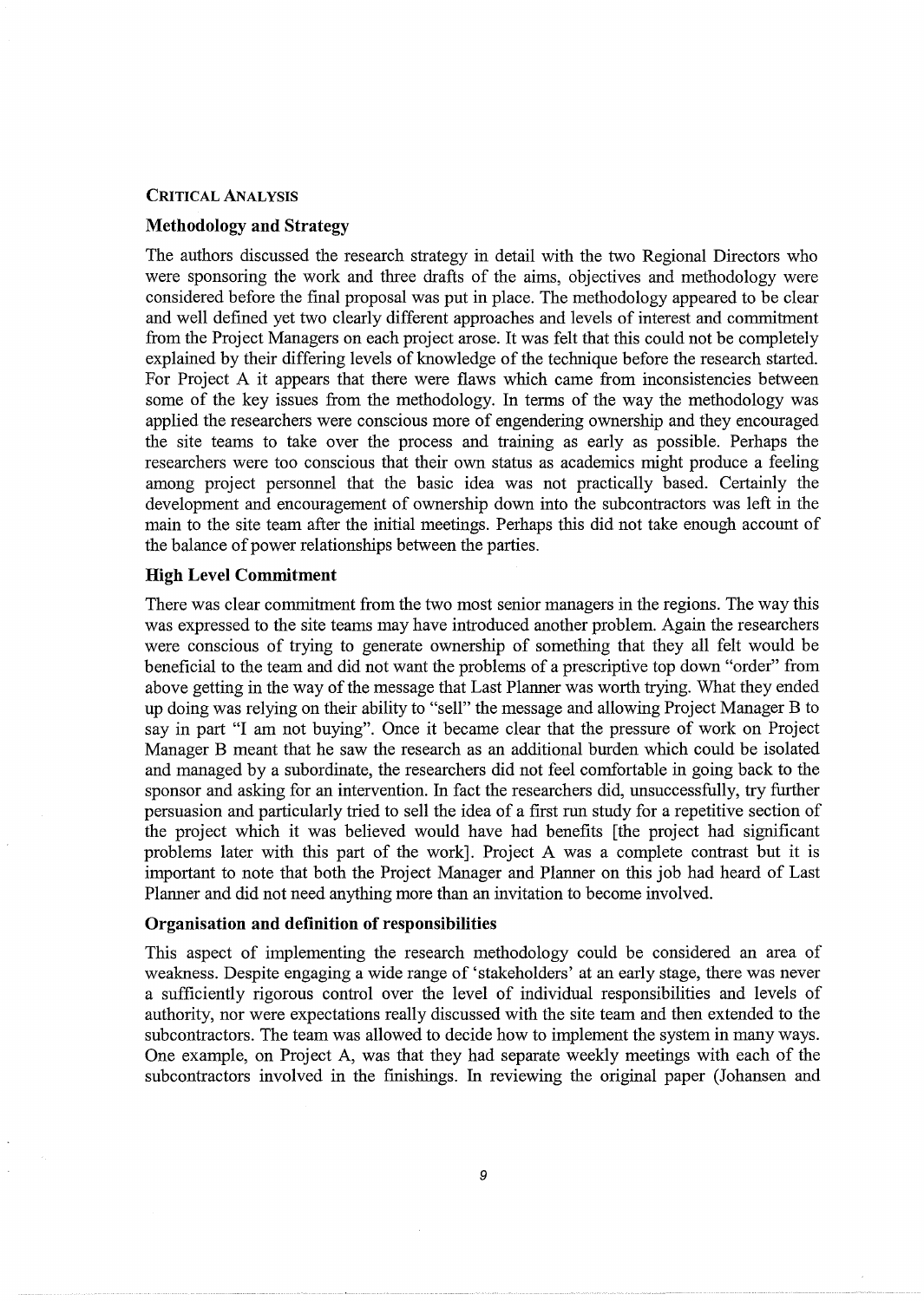## CRITICAL ANALYSIS

### Methodology and Strategy

The authors discussed the research strategy in detail with the two Regional Directors who were sponsoring the work and three drafts of the aims, objectives and methodology were considered before the final proposal was put in place. The methodology appeared to be clear and well defined yet two clearly different approaches and levels of interest and commitment from the Project Managers on each project arose. It was felt that this could not be completely explained by their differing levels of knowledge of the technique before the research started. For Project A it appears that there were flaws which came from inconsistencies between some of the key issues from the methodology. In terms of the way the methodology was applied the researchers were conscious more of engendering ownership and they encouraged the site teams to take over the process and training as early as possible. Perhaps the researchers were too conscious that their own status as academics might produce a feeling among project personnel that the basic idea was not practically based. Certainly the development and encouragement of ownership down into the subcontractors was left in the main to the site team after the initial meetings. Perhaps this did not take enough account of the balance of power relationships between the parties.

### High Level Commitment

There was clear commitment from the two most senior managers in the regions. The way this was expressed to the site teams may have introduced another problem. Again the researchers were conscious of trying to generate ownership of something that they all felt would be beneficial to the team and did not want the problems of a prescriptive top down "order" from above getting in the way of the message that Last Planner was worth trying. What they ended up doing was relying on their ability to "sell" the message and allowing Project Manager B to say in part "I am not buying". Once it became clear that the pressure of work on Project Manager B meant that he saw the research as an additional burden which could be isolated and managed by a subordinate, the researchers did not feel comfortable in going back to the sponsor and asking for an intervention. In fact the researchers did, unsuccessfully, try further persuasion and particularly tried to sell the idea of a first run study for a repetitive section of the project which it was believed would have had benefits [the project had significant problems later with this part of the work]. Project A was a complete contrast but it is important to note that both the Project Manager and Planner on this job had heard of Last Planner and did not need anything more than an invitation to become involved.

### Organisation and definition of responsibilities

This aspect of implementing the research methodology could be considered an area of weakness. Despite engaging a wide range of 'stakeholders' at an early stage, there was never a sufficiently rigorous control over the level of individual responsibilities and levels of authority, nor were expectations really discussed with the site team and then extended to the subcontractors. The team was allowed to decide how to implement the system in many ways. One example, on Project A, was that they had separate weekly meetings with each of the subcontractors involved in the finishings. In reviewing the original paper (Johansen and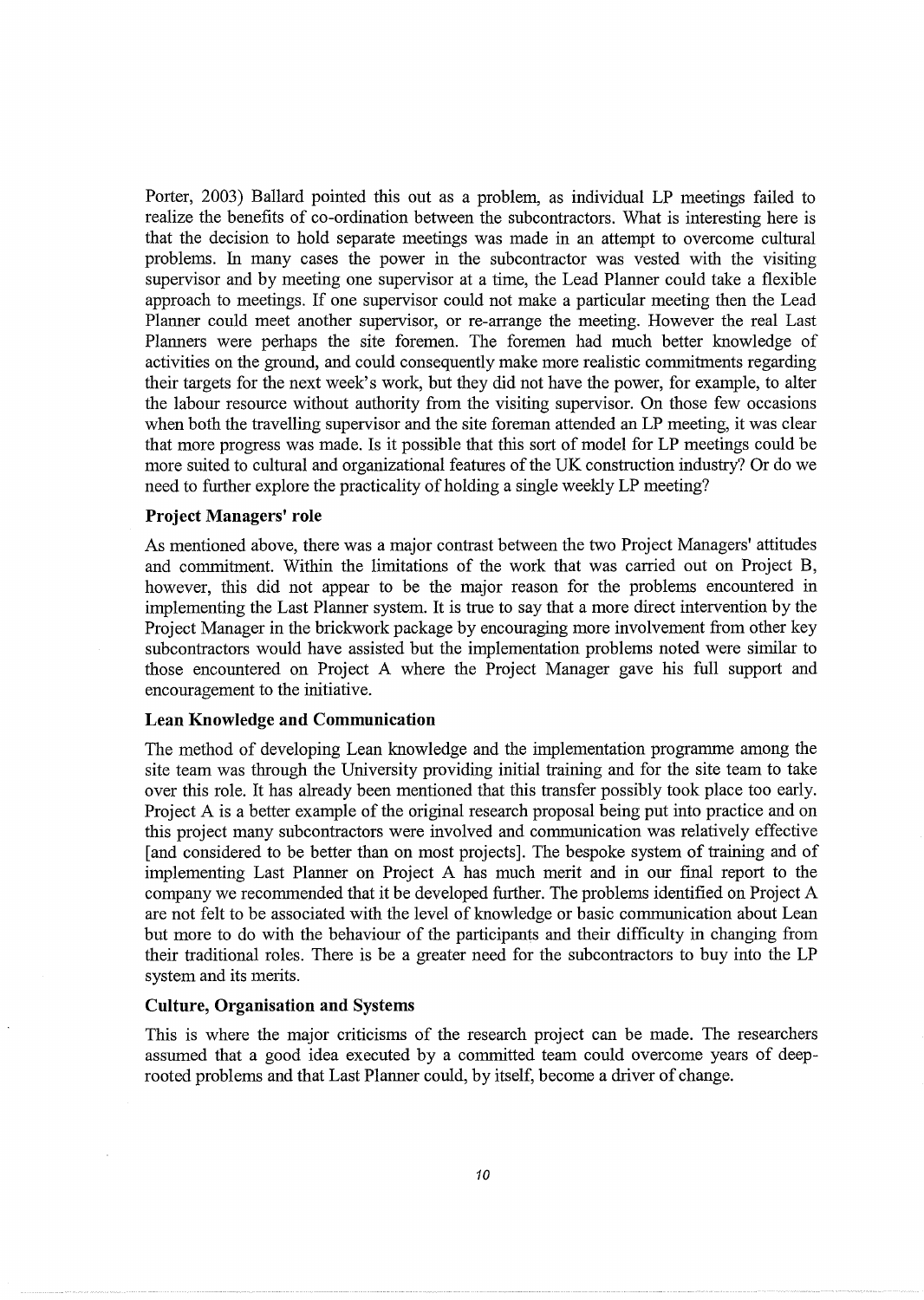Porter, 2003) Ballard pointed this out as a problem, as individual LP meetings failed to realize the benefits of co-ordination between the subcontractors. What is interesting here is that the decision to hold separate meetings was made in an attempt to overcome cultural problems. In many cases the power in the subcontractor was vested with the visiting supervisor and by meeting one supervisor at a time, the Lead Planner could take a flexible approach to meetings. If one supervisor could not make a particular meeting then the Lead Planner could meet another supervisor, or re-arrange the meeting. However the real Last Planners were perhaps the site foremen. The foremen had much better knowledge of activities on the ground, and could consequently make more realistic commitments regarding their targets for the next week's work, but they did not have the power, for example, to alter the labour resource without authority from the visiting supervisor. On those few occasions when both the travelling supervisor and the site foreman attended an LP meeting, it was clear that more progress was made. Is it possible that this sort of model for LP meetings could be more suited to cultural and organizational features of the UK construction industry? Or do we need to further explore the practicality of holding a single weekly LP meeting?

### Project Managers' role

As mentioned above, there was a major contrast between the two Project Managers' attitudes and commitment. Within the limitations of the work that was carried out on Project B, however, this did not appear to be the major reason for the problems encountered in implementing the Last Planner system. It is true to say that a more direct intervention by the Project Manager in the brickwork package by encouraging more involvement from other key subcontractors would have assisted but the implementation problems noted were similar to those encountered on Project A where the Project Manager gave his full support and encouragement to the initiative.

### Lean Knowledge and Communication

The method of developing Lean knowledge and the implementation programme among the site team was through the University providing initial training and for the site team to take over this role. It has already been mentioned that this transfer possibly took place too early. Project A is a better example of the original research proposal being put into practice and on this project many subcontractors were involved and communication was relatively effective [and considered to be better than on most projects]. The bespoke system of training and of implementing Last Planner on Project A has much merit and in our final report to the company we recommended that it be developed further. The problems identified on Project A are not felt to be associated with the level of knowledge or basic communication about Lean but more to do with the behaviour of the participants and their difficulty in changing from their traditional roles. There is be a greater need for the subcontractors to buy into the LP system and its merits.

### Culture, Organisation and Systems

This is where the major criticisms of the research project can be made. The researchers assumed that a good idea executed by a committed team could overcome years of deep-rooted problems and that Last Planner could, by itself, become a driver of change.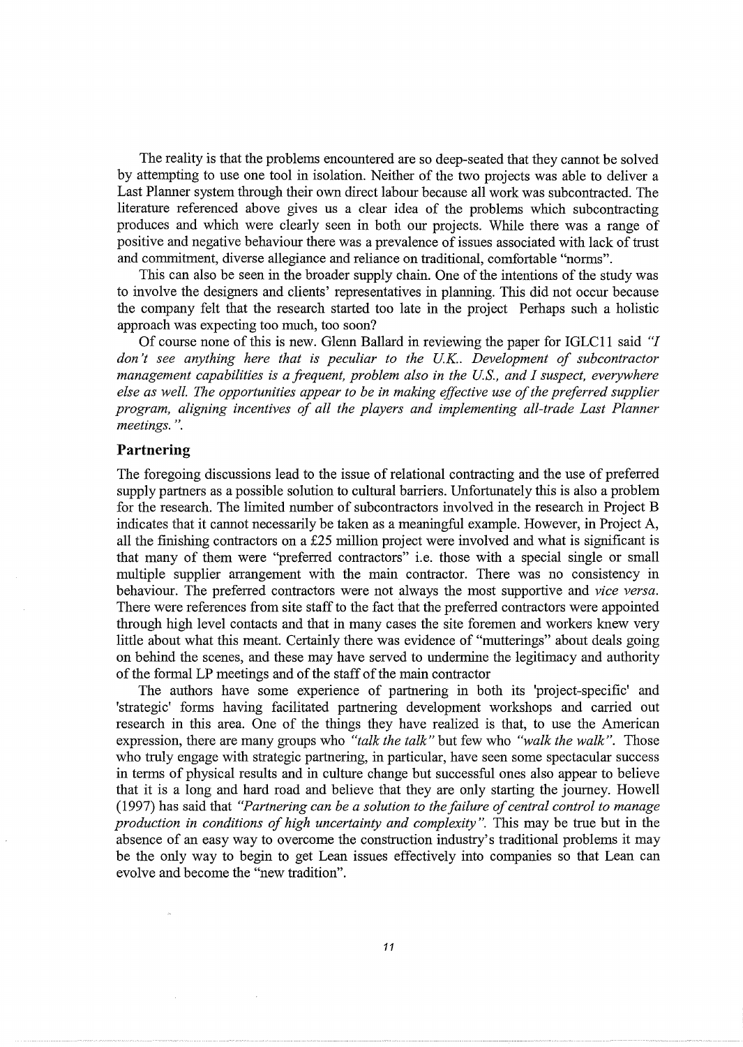The reality is that the problems encountered are so deep-seated that they cannot be solved by attempting to use one tool in isolation. Neither of the two projects was able to deliver a Last Planner system through their own direct labour because all work was subcontracted. The literature referenced above gives us a clear idea of the problems which subcontracting produces and which were clearly seen in both our projects. While there was a range of positive and negative behaviour there was a prevalence of issues associated with lack of trust and commitment, diverse allegiance and reliance on traditional, comfortable "norms".

This can also be seen in the broader supply chain. One of the intentions of the study was to involve the designers and clients' representatives in planning. This did not occur because the company felt that the research started too late in the project Perhaps such a holistic approach was expecting too much, too soon?

Of course none of this is new. Glenn Ballard in reviewing the paper for IGLC11 said *"I don't see anything here that is peculiar to the U.K.. Development of subcontractor management capabilities is a frequent, problem also in the U.S., and I suspect, everywhere else as well. The opportunities appear to be in making effective use of the preferred supplier program, aligning incentives of all the players and implementing all-trade Last Planner meetings."*.

## Partnering

The foregoing discussions lead to the issue of relational contracting and the use of preferred supply partners as a possible solution to cultural barriers. Unfortunately this is also a problem for the research. The limited number of subcontractors involved in the research in Project B indicates that it cannot necessarily be taken as a meaningful example. However, in Project A, all the finishing contractors on a £25 million project were involved and what is significant is that many of them were "preferred contractors" i.e. those with a special single or small multiple supplier arrangement with the main contractor. There was no consistency in behaviour. The preferred contractors were not always the most supportive and *vice versa*. There were references from site staff to the fact that the preferred contractors were appointed through high level contacts and that in many cases the site foremen and workers knew very little about what this meant. Certainly there was evidence of "mutterings" about deals going on behind the scenes, and these may have served to undermine the legitimacy and authority of the formal LP meetings and of the staff of the main contractor

The authors have some experience of partnering in both its 'project-specific' and 'strategic' forms having facilitated partnering development workshops and carried out research in this area. One of the things they have realized is that, to use the American expression, there are many groups who *"talk the talk"* but few who *"walk the walk"*. Those who truly engage with strategic partnering, in particular, have seen some spectacular success in terms of physical results and in culture change but successful ones also appear to believe that it is a long and hard road and believe that they are only starting the journey. Howell (1997) has said that *"Partnering can be a solution to the failure of central control to manage production in conditions of high uncertainty and complexity"*. This may be true but in the absence of an easy way to overcome the construction industry's traditional problems it may be the only way to begin to get Lean issues effectively into companies so that Lean can evolve and become the "new tradition".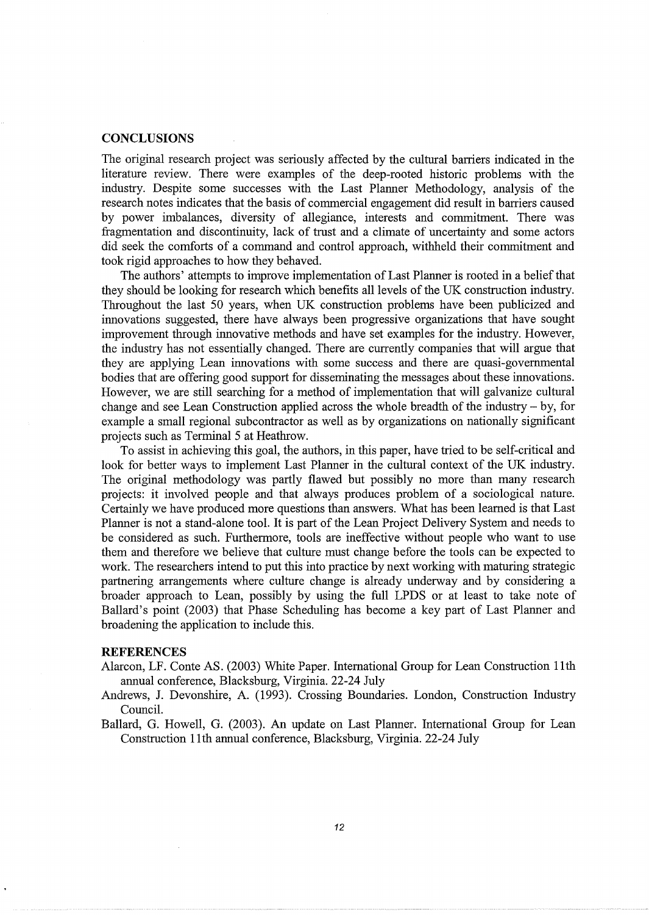## CONCLUSIONS

The original research project was seriously affected by the cultural barriers indicated in the literature review. There were examples of the deep-rooted historic problems with the industry. Despite some successes with the Last Planner Methodology, analysis of the research notes indicates that the basis of commercial engagement did result in barriers caused by power imbalances, diversity of allegiance, interests and commitment. There was fragmentation and discontinuity, lack of trust and a climate of uncertainty and some actors did seek the comforts of a command and control approach, withheld their commitment and took rigid approaches to how they behaved.

The authors' attempts to improve implementation of Last Planner is rooted in a belief that they should be looking for research which benefits all levels of the UK construction industry. Throughout the last 50 years, when UK construction problems have been publicized and innovations suggested, there have always been progressive organizations that have sought improvement through innovative methods and have set examples for the industry. However, the industry has not essentially changed. There are currently companies that will argue that they are applying Lean innovations with some success and there are quasi-governmental bodies that are offering good support for disseminating the messages about these innovations. However, we are still searching for a method of implementation that will galvanize cultural change and see Lean Construction applied across the whole breadth of the industry – by, for example a small regional subcontractor as well as by organizations on nationally significant projects such as Terminal 5 at Heathrow.

To assist in achieving this goal, the authors, in this paper, have tried to be self-critical and look for better ways to implement Last Planner in the cultural context of the UK industry. The original methodology was partly flawed but possibly no more than many research projects: it involved people and that always produces problem of a sociological nature. Certainly we have produced more questions than answers. What has been learned is that Last Planner is not a stand-alone tool. It is part of the Lean Project Delivery System and needs to be considered as such. Furthermore, tools are ineffective without people who want to use them and therefore we believe that culture must change before the tools can be expected to work. The researchers intend to put this into practice by next working with maturing strategic partnering arrangements where culture change is already underway and by considering a broader approach to Lean, possibly by using the full LPDS or at least to take note of Ballard's point (2003) that Phase Scheduling has become a key part of Last Planner and broadening the application to include this.

## REFERENCES

Alarcon, LF. Conte AS. (2003) White Paper. International Group for Lean Construction 11th annual conference, Blacksburg, Virginia. 22-24 July

Andrews, J. Devonshire, A. (1993). Crossing Boundaries. London, Construction Industry Council.

Ballard, G. Howell, G. (2003). An update on Last Planner. International Group for Lean Construction 11th annual conference, Blacksburg, Virginia. 22-24 July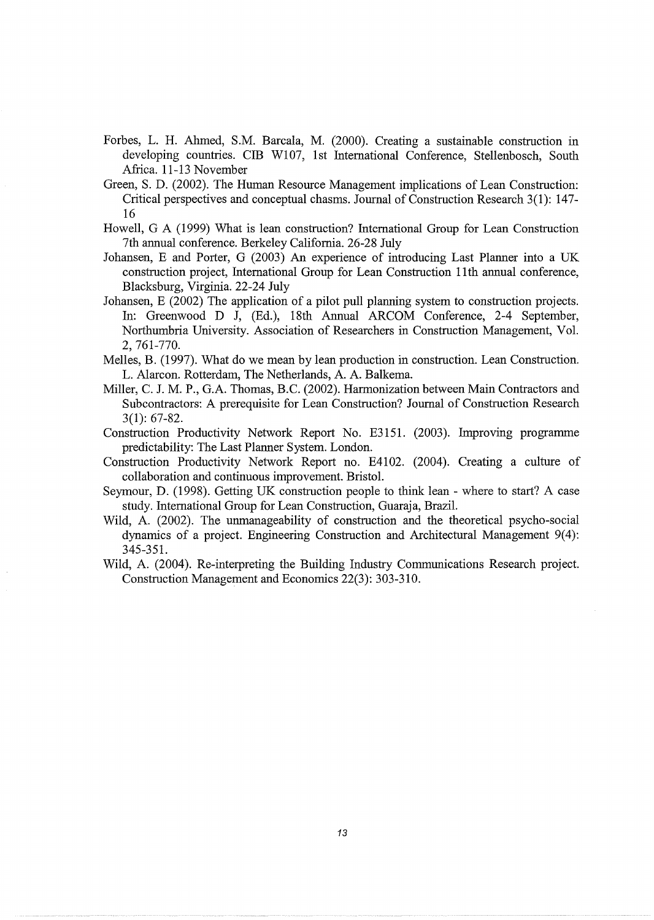Forbes, L. H. Ahmed, S.M. Barcala, M. (2000). Creating a sustainable construction in developing countries. CIB W107, 1st International Conference, Stellenbosch, South Africa. 11-13 November

Green, S. D. (2002). The Human Resource Management implications of Lean Construction: Critical perspectives and conceptual chasms. Journal of Construction Research 3(1): 147-16

Howell, G A (1999) What is lean construction? International Group for Lean Construction 7th annual conference. Berkeley California. 26-28 July

Johansen, E and Porter, G (2003) An experience of introducing Last Planner into a UK construction project, International Group for Lean Construction 11th annual conference, Blacksburg, Virginia. 22-24 July

Johansen, E (2002) The application of a pilot pull planning system to construction projects. In: Greenwood D J, (Ed.), 18th Annual ARCOM Conference, 2-4 September, Northumbria University. Association of Researchers in Construction Management, Vol. 2, 761-770.

Melles, B. (1997). What do we mean by lean production in construction. Lean Construction. L. Alarcon. Rotterdam, The Netherlands, A. A. Balkema.

Miller, C. J. M. P., G.A. Thomas, B.C. (2002). Harmonization between Main Contractors and Subcontractors: A prerequisite for Lean Construction? Journal of Construction Research 3(1): 67-82.

Construction Productivity Network Report No. E3151. (2003). Improving programme predictability: The Last Planner System. London.

Construction Productivity Network Report no. E4102. (2004). Creating a culture of collaboration and continuous improvement. Bristol.

Seymour, D. (1998). Getting UK construction people to think lean - where to start? A case study. International Group for Lean Construction, Guaraja, Brazil.

Wild, A. (2002). The unmanageability of construction and the theoretical psycho-social dynamics of a project. Engineering Construction and Architectural Management 9(4): 345-351.

Wild, A. (2004). Re-interpreting the Building Industry Communications Research project. Construction Management and Economics 22(3): 303-310.